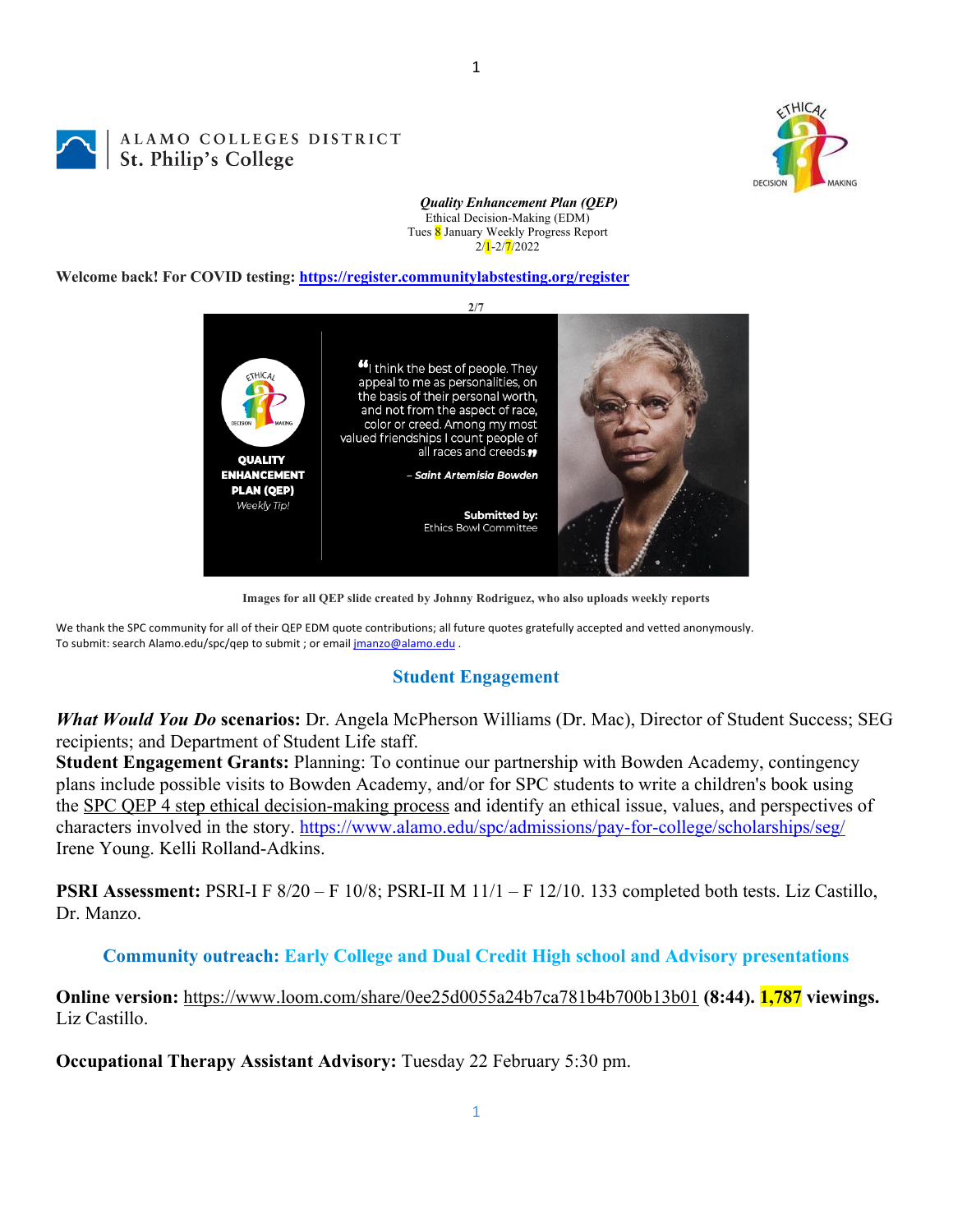ALAMO COLLEGES DISTRICT
St. Philip's College

***Quality Enhancement Plan (QEP)***
Ethical Decision-Making (EDM)
Tues 8 January Weekly Progress Report
2/1-2/7/2022

**Welcome back! For COVID testing: https://register.communitylabstesting.org/register**

**2/7**

QUALITY ENHANCEMENT PLAN (QEP)
*Weekly Tip!*

"I think the best of people. They appeal to me as personalities, on the basis of their personal worth, and not from the aspect of race, color or creed. Among my most valued friendships I count people of all races and creeds."

– *Saint Artemisia Bowden*

**Submitted by:**
Ethics Bowl Committee

**Images for all QEP slide created by Johnny Rodriguez, who also uploads weekly reports**

We thank the SPC community for all of their QEP EDM quote contributions; all future quotes gratefully accepted and vetted anonymously.
To submit: search Alamo.edu/spc/qep to submit ; or email jmanzo@alamo.edu .

## Student Engagement

***What Would You Do* scenarios:** Dr. Angela McPherson Williams (Dr. Mac), Director of Student Success; SEG recipients; and Department of Student Life staff.
**Student Engagement Grants:** Planning: To continue our partnership with Bowden Academy, contingency plans include possible visits to Bowden Academy, and/or for SPC students to write a children's book using the SPC QEP 4 step ethical decision-making process and identify an ethical issue, values, and perspectives of characters involved in the story. https://www.alamo.edu/spc/admissions/pay-for-college/scholarships/seg/ Irene Young. Kelli Rolland-Adkins.

**PSRI Assessment:** PSRI-I F 8/20 – F 10/8; PSRI-II M 11/1 – F 12/10. 133 completed both tests. Liz Castillo, Dr. Manzo.

## Community outreach: Early College and Dual Credit High school and Advisory presentations

**Online version:** https://www.loom.com/share/0ee25d0055a24b7ca781b4b700b13b01 **(8:44). 1,787 viewings.** Liz Castillo.

**Occupational Therapy Assistant Advisory:** Tuesday 22 February 5:30 pm.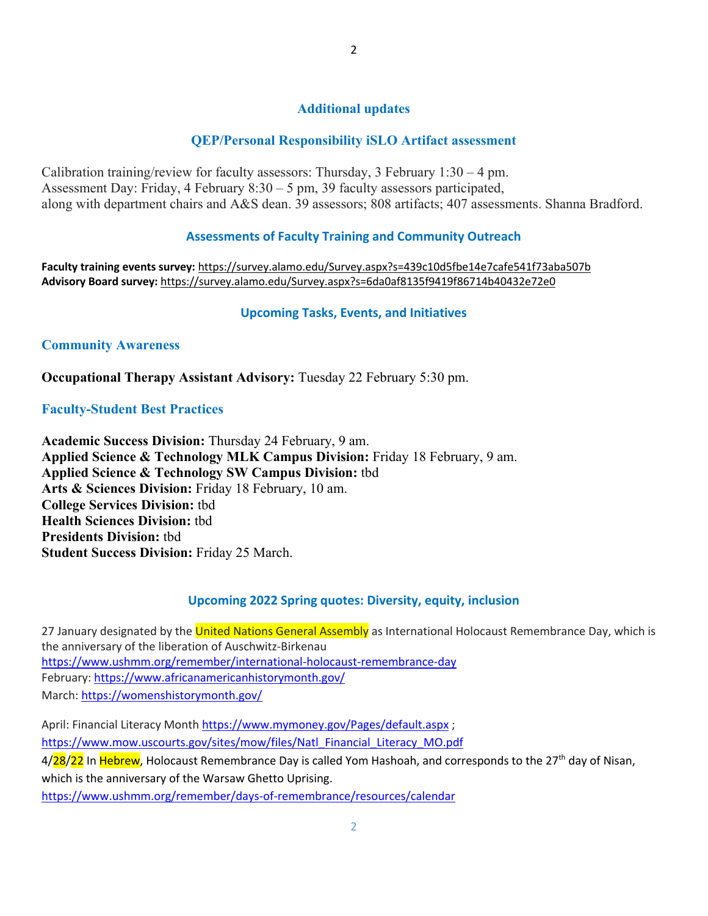## Additional updates

### QEP/Personal Responsibility iSLO Artifact assessment

Calibration training/review for faculty assessors: Thursday, 3 February 1:30 – 4 pm.
Assessment Day: Friday, 4 February 8:30 – 5 pm, 39 faculty assessors participated,
along with department chairs and A&S dean. 39 assessors; 808 artifacts; 407 assessments. Shanna Bradford.

### Assessments of Faculty Training and Community Outreach

**Faculty training events survey:** https://survey.alamo.edu/Survey.aspx?s=439c10d5fbe14e7cafe541f73aba507b
**Advisory Board survey:** https://survey.alamo.edu/Survey.aspx?s=6da0af8135f9419f86714b40432e72e0

### Upcoming Tasks, Events, and Initiatives

#### Community Awareness

**Occupational Therapy Assistant Advisory:** Tuesday 22 February 5:30 pm.

#### Faculty-Student Best Practices

**Academic Success Division:** Thursday 24 February, 9 am.
**Applied Science & Technology MLK Campus Division:** Friday 18 February, 9 am.
**Applied Science & Technology SW Campus Division:** tbd
**Arts & Sciences Division:** Friday 18 February, 10 am.
**College Services Division:** tbd
**Health Sciences Division:** tbd
**Presidents Division:** tbd
**Student Success Division:** Friday 25 March.

### Upcoming 2022 Spring quotes: Diversity, equity, inclusion

27 January designated by the United Nations General Assembly as International Holocaust Remembrance Day, which is the anniversary of the liberation of Auschwitz-Birkenau
https://www.ushmm.org/remember/international-holocaust-remembrance-day
February: https://www.africanamericanhistorymonth.gov/
March: https://womenshistorymonth.gov/

April: Financial Literacy Month https://www.mymoney.gov/Pages/default.aspx ;
https://www.mow.uscourts.gov/sites/mow/files/Natl_Financial_Literacy_MO.pdf
4/28/22 In Hebrew, Holocaust Remembrance Day is called Yom Hashoah, and corresponds to the 27th day of Nisan, which is the anniversary of the Warsaw Ghetto Uprising.
https://www.ushmm.org/remember/days-of-remembrance/resources/calendar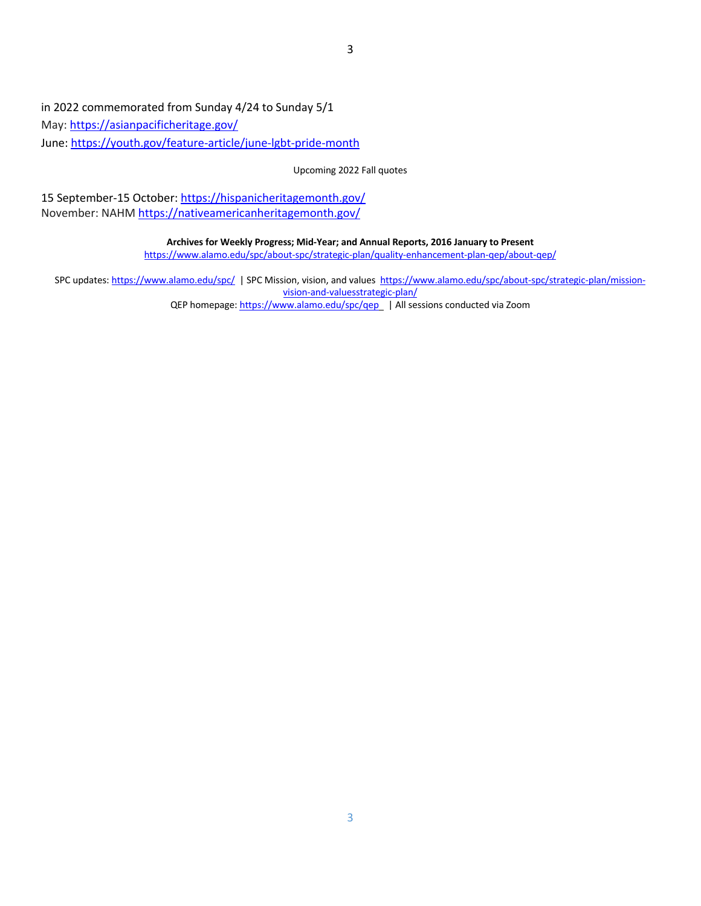in 2022 commemorated from Sunday 4/24 to Sunday 5/1

May: https://asianpacificheritage.gov/

June: https://youth.gov/feature-article/june-lgbt-pride-month

Upcoming 2022 Fall quotes

15 September-15 October: https://hispanicheritagemonth.gov/
November: NAHM https://nativeamericanheritagemonth.gov/

**Archives for Weekly Progress; Mid-Year; and Annual Reports, 2016 January to Present**
https://www.alamo.edu/spc/about-spc/strategic-plan/quality-enhancement-plan-qep/about-qep/

SPC updates: https://www.alamo.edu/spc/ | SPC Mission, vision, and values https://www.alamo.edu/spc/about-spc/strategic-plan/mission-vision-and-valuesstrategic-plan/

QEP homepage: https://www.alamo.edu/spc/qep | All sessions conducted via Zoom